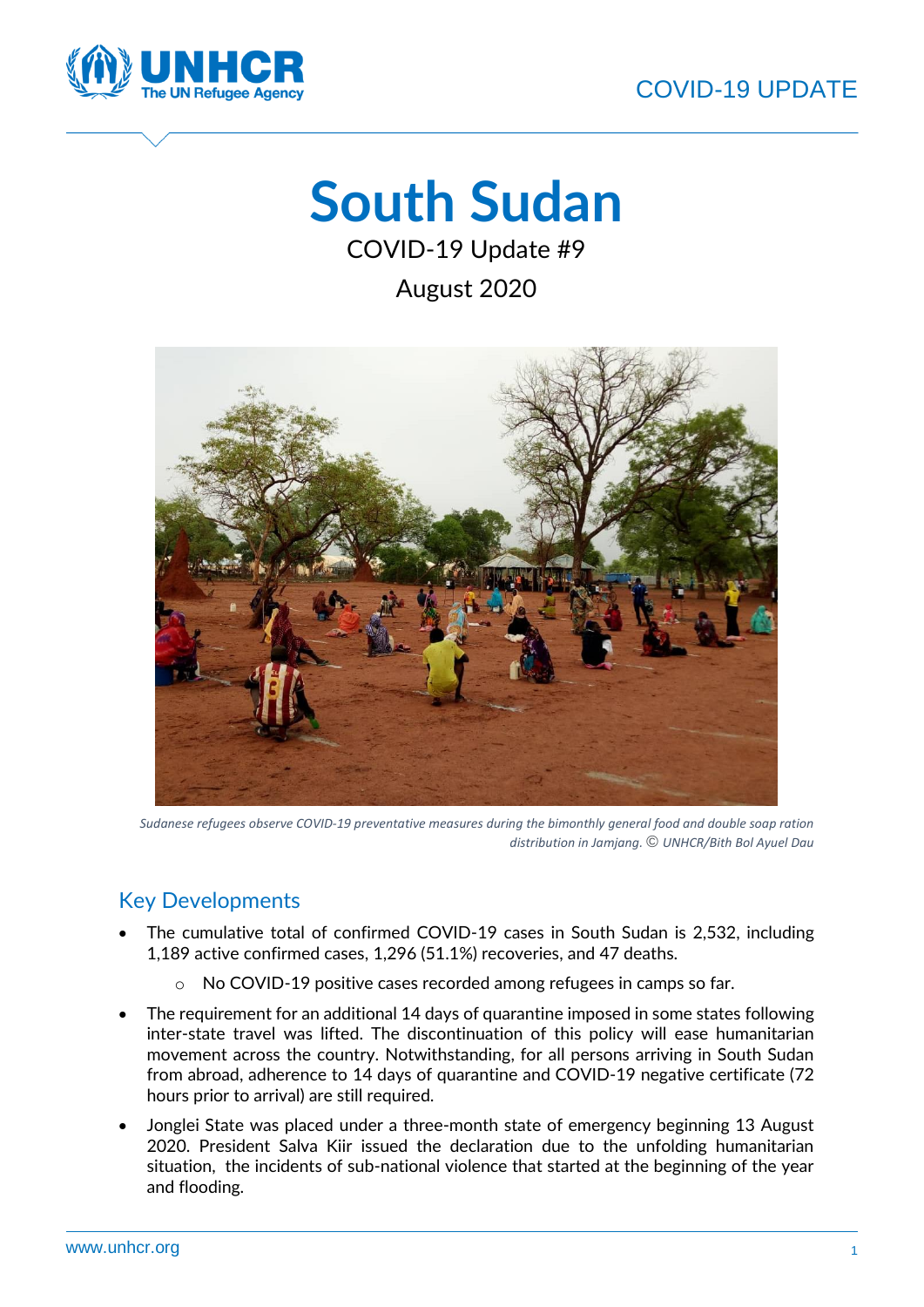# South Sudan

COVID-19 Update #9

August 2020

*Sudanese refugees observe COVID-19 preventative measures during the bimonthly general food and double soap ration distribution in Jamjang. © UNHCR/Bith Bol Ayuel Dau*

## Key Developments

- The cumulative total of confirmed COVID-19 cases in South Sudan is 2,532, including 1,189 active confirmed cases, 1,296 (51.1%) recoveries, and 47 deaths.
  - No COVID-19 positive cases recorded among refugees in camps so far.
- The requirement for an additional 14 days of quarantine imposed in some states following inter-state travel was lifted. The discontinuation of this policy will ease humanitarian movement across the country. Notwithstanding, for all persons arriving in South Sudan from abroad, adherence to 14 days of quarantine and COVID-19 negative certificate (72 hours prior to arrival) are still required.
- Jonglei State was placed under a three-month state of emergency beginning 13 August 2020. President Salva Kiir issued the declaration due to the unfolding humanitarian situation, the incidents of sub-national violence that started at the beginning of the year and flooding.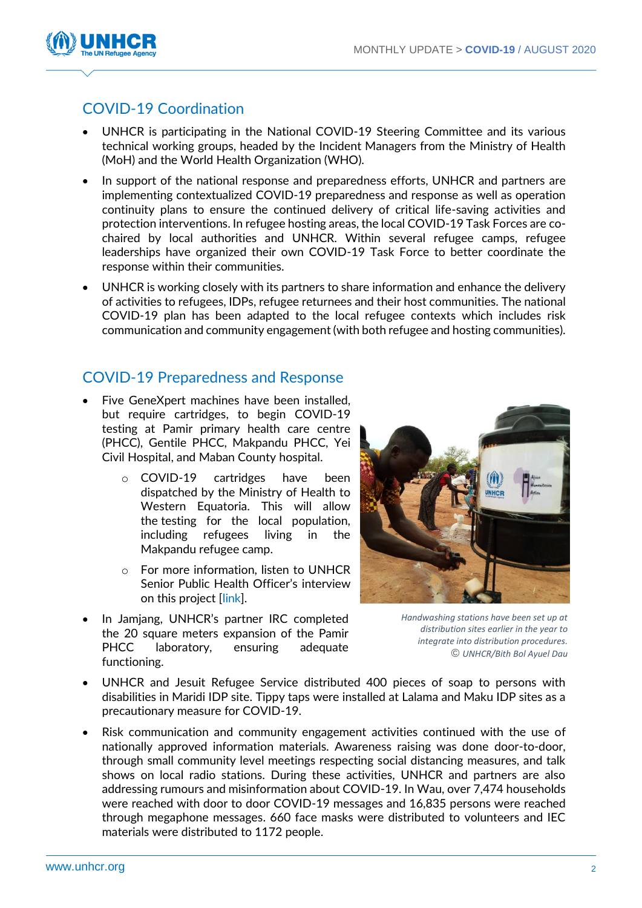## COVID-19 Coordination

- UNHCR is participating in the National COVID-19 Steering Committee and its various technical working groups, headed by the Incident Managers from the Ministry of Health (MoH) and the World Health Organization (WHO).
- In support of the national response and preparedness efforts, UNHCR and partners are implementing contextualized COVID-19 preparedness and response as well as operation continuity plans to ensure the continued delivery of critical life-saving activities and protection interventions. In refugee hosting areas, the local COVID-19 Task Forces are co-chaired by local authorities and UNHCR. Within several refugee camps, refugee leaderships have organized their own COVID-19 Task Force to better coordinate the response within their communities.
- UNHCR is working closely with its partners to share information and enhance the delivery of activities to refugees, IDPs, refugee returnees and their host communities. The national COVID-19 plan has been adapted to the local refugee contexts which includes risk communication and community engagement (with both refugee and hosting communities).

## COVID-19 Preparedness and Response

- Five GeneXpert machines have been installed, but require cartridges, to begin COVID-19 testing at Pamir primary health care centre (PHCC), Gentile PHCC, Makpandu PHCC, Yei Civil Hospital, and Maban County hospital.
    - COVID-19 cartridges have been dispatched by the Ministry of Health to Western Equatoria. This will allow the testing for the local population, including refugees living in the Makpandu refugee camp.
    - For more information, listen to UNHCR Senior Public Health Officer's interview on this project [link].
- In Jamjang, UNHCR's partner IRC completed the 20 square meters expansion of the Pamir PHCC laboratory, ensuring adequate functioning.

*Handwashing stations have been set up at distribution sites earlier in the year to integrate into distribution procedures. © UNHCR/Bith Bol Ayuel Dau*

- UNHCR and Jesuit Refugee Service distributed 400 pieces of soap to persons with disabilities in Maridi IDP site. Tippy taps were installed at Lalama and Maku IDP sites as a precautionary measure for COVID-19.
- Risk communication and community engagement activities continued with the use of nationally approved information materials. Awareness raising was done door-to-door, through small community level meetings respecting social distancing measures, and talk shows on local radio stations. During these activities, UNHCR and partners are also addressing rumours and misinformation about COVID-19. In Wau, over 7,474 households were reached with door to door COVID-19 messages and 16,835 persons were reached through megaphone messages. 660 face masks were distributed to volunteers and IEC materials were distributed to 1172 people.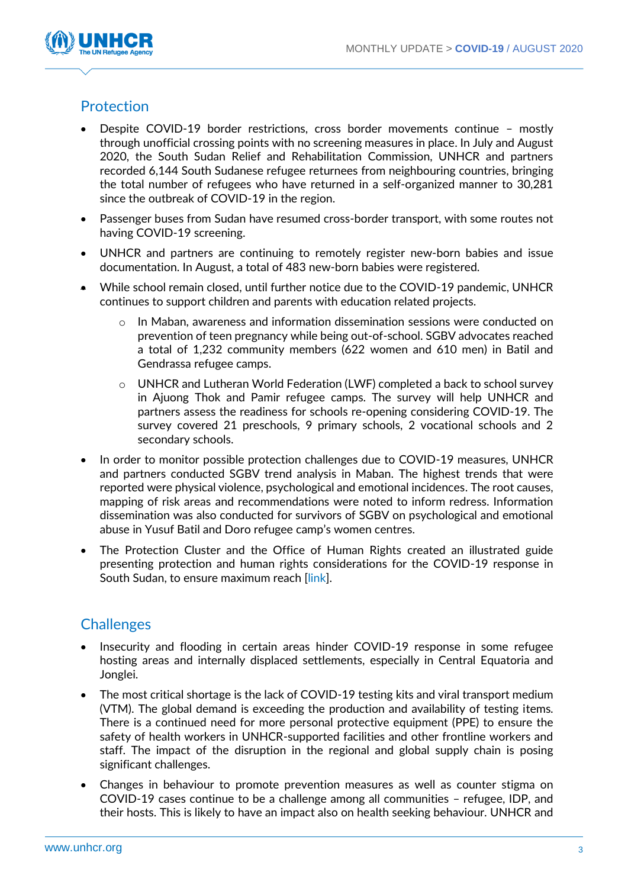## Protection

- Despite COVID-19 border restrictions, cross border movements continue – mostly through unofficial crossing points with no screening measures in place. In July and August 2020, the South Sudan Relief and Rehabilitation Commission, UNHCR and partners recorded 6,144 South Sudanese refugee returnees from neighbouring countries, bringing the total number of refugees who have returned in a self-organized manner to 30,281 since the outbreak of COVID-19 in the region.
- Passenger buses from Sudan have resumed cross-border transport, with some routes not having COVID-19 screening.
- UNHCR and partners are continuing to remotely register new-born babies and issue documentation. In August, a total of 483 new-born babies were registered.
- While school remain closed, until further notice due to the COVID-19 pandemic, UNHCR continues to support children and parents with education related projects.
  - In Maban, awareness and information dissemination sessions were conducted on prevention of teen pregnancy while being out-of-school. SGBV advocates reached a total of 1,232 community members (622 women and 610 men) in Batil and Gendrassa refugee camps.
  - UNHCR and Lutheran World Federation (LWF) completed a back to school survey in Ajuong Thok and Pamir refugee camps. The survey will help UNHCR and partners assess the readiness for schools re-opening considering COVID-19. The survey covered 21 preschools, 9 primary schools, 2 vocational schools and 2 secondary schools.
- In order to monitor possible protection challenges due to COVID-19 measures, UNHCR and partners conducted SGBV trend analysis in Maban. The highest trends that were reported were physical violence, psychological and emotional incidences. The root causes, mapping of risk areas and recommendations were noted to inform redress. Information dissemination was also conducted for survivors of SGBV on psychological and emotional abuse in Yusuf Batil and Doro refugee camp's women centres.
- The Protection Cluster and the Office of Human Rights created an illustrated guide presenting protection and human rights considerations for the COVID-19 response in South Sudan, to ensure maximum reach [link].

## Challenges

- Insecurity and flooding in certain areas hinder COVID-19 response in some refugee hosting areas and internally displaced settlements, especially in Central Equatoria and Jonglei.
- The most critical shortage is the lack of COVID-19 testing kits and viral transport medium (VTM). The global demand is exceeding the production and availability of testing items. There is a continued need for more personal protective equipment (PPE) to ensure the safety of health workers in UNHCR-supported facilities and other frontline workers and staff. The impact of the disruption in the regional and global supply chain is posing significant challenges.
- Changes in behaviour to promote prevention measures as well as counter stigma on COVID-19 cases continue to be a challenge among all communities – refugee, IDP, and their hosts. This is likely to have an impact also on health seeking behaviour. UNHCR and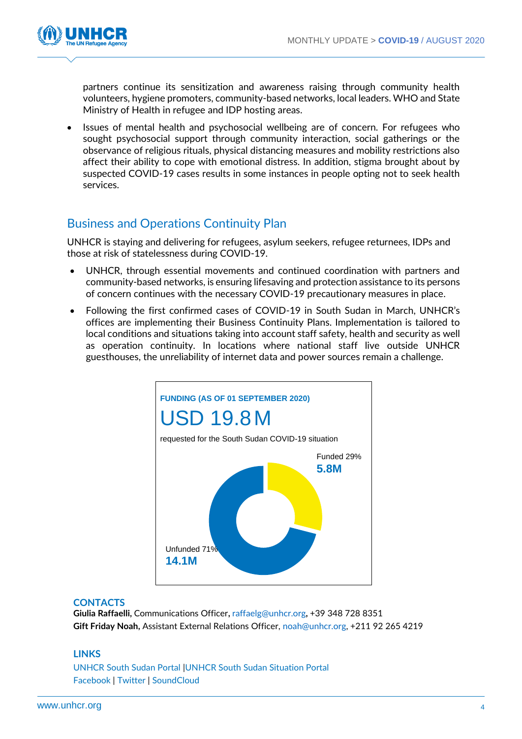partners continue its sensitization and awareness raising through community health volunteers, hygiene promoters, community-based networks, local leaders. WHO and State Ministry of Health in refugee and IDP hosting areas.

- Issues of mental health and psychosocial wellbeing are of concern. For refugees who sought psychosocial support through community interaction, social gatherings or the observance of religious rituals, physical distancing measures and mobility restrictions also affect their ability to cope with emotional distress. In addition, stigma brought about by suspected COVID-19 cases results in some instances in people opting not to seek health services.

## Business and Operations Continuity Plan

UNHCR is staying and delivering for refugees, asylum seekers, refugee returnees, IDPs and those at risk of statelessness during COVID-19.

- UNHCR, through essential movements and continued coordination with partners and community-based networks, is ensuring lifesaving and protection assistance to its persons of concern continues with the necessary COVID-19 precautionary measures in place.
- Following the first confirmed cases of COVID-19 in South Sudan in March, UNHCR's offices are implementing their Business Continuity Plans. Implementation is tailored to local conditions and situations taking into account staff safety, health and security as well as operation continuity. In locations where national staff live outside UNHCR guesthouses, the unreliability of internet data and power sources remain a challenge.

**FUNDING (AS OF 01 SEPTEMBER 2020)**

USD 19.8 M

requested for the South Sudan COVID-19 situation

Funded 29%
**5.8M**

Unfunded 71%
**14.1M**

### CONTACTS

**Giulia Raffaelli,** Communications Officer, raffaelg@unhcr.org, +39 348 728 8351
**Gift Friday Noah,** Assistant External Relations Officer, noah@unhcr.org, +211 92 265 4219

### LINKS

UNHCR South Sudan Portal |UNHCR South Sudan Situation Portal
Facebook | Twitter | SoundCloud